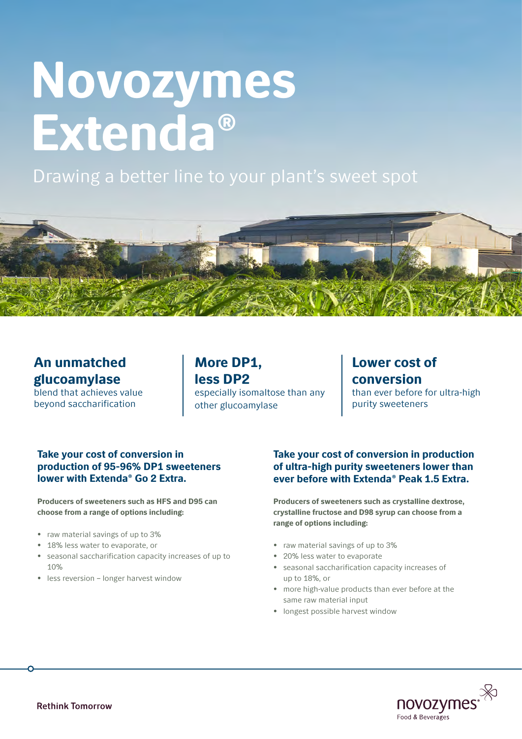# Novozymes Extenda®

Drawing a better line to your plant's sweet spot

## An unmatched glucoamylase

blend that achieves value beyond saccharification

## More DP1, less DP2

especially isomaltose than any other glucoamylase

## Lower cost of conversion

than ever before for ultra-high purity sweeteners

### Take your cost of conversion in production of 95-96% DP1 sweeteners lower with Extenda® Go 2 Extra.

**Producers of sweeteners such as HFS and D95 can choose from a range of options including:**

- raw material savings of up to 3%
- 18% less water to evaporate, or
- seasonal saccharification capacity increases of up to 10%
- less reversion – longer harvest window

### Take your cost of conversion in production of ultra-high purity sweeteners lower than ever before with Extenda® Peak 1.5 Extra.

**Producers of sweeteners such as crystalline dextrose, crystalline fructose and D98 syrup can choose from a range of options including:**

- raw material savings of up to 3%
- 20% less water to evaporate
- seasonal saccharification capacity increases of up to 18%, or
- more high-value products than ever before at the same raw material input
- longest possible harvest window

Rethink Tomorrow

novozymes
Food & Beverages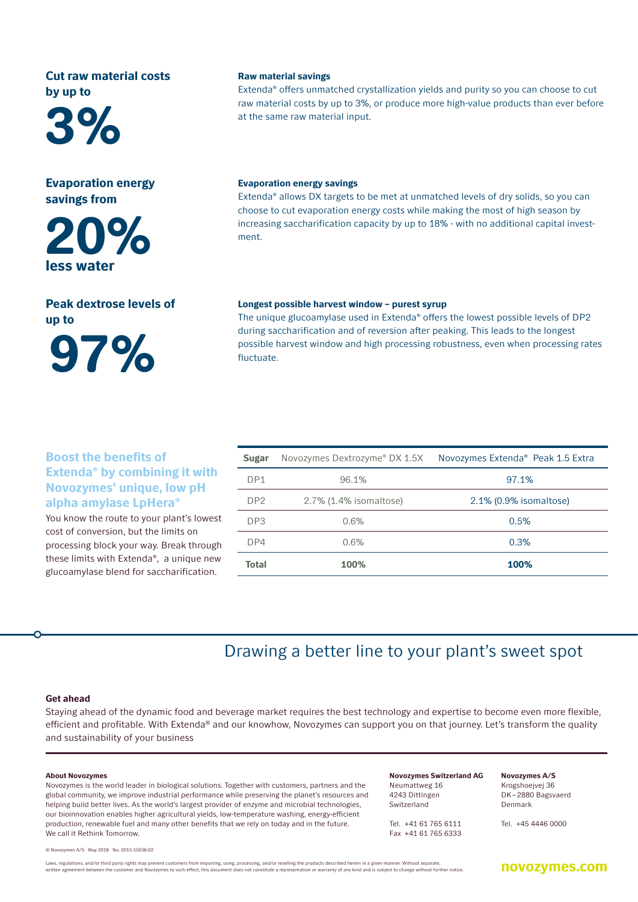**Cut raw material costs by up to**

# 3%

**Raw material savings**

Extenda® offers unmatched crystallization yields and purity so you can choose to cut raw material costs by up to 3%, or produce more high-value products than ever before at the same raw material input.

**Evaporation energy savings from**

# 20%

**less water**

**Evaporation energy savings**

Extenda® allows DX targets to be met at unmatched levels of dry solids, so you can choose to cut evaporation energy costs while making the most of high season by increasing saccharification capacity by up to 18% - with no additional capital investment.

**Peak dextrose levels of up to**

# 97%

**Longest possible harvest window – purest syrup**

The unique glucoamylase used in Extenda® offers the lowest possible levels of DP2 during saccharification and of reversion after peaking. This leads to the longest possible harvest window and high processing robustness, even when processing rates fluctuate.

### Boost the benefits of Extenda® by combining it with Novozymes' unique, low pH alpha amylase LpHera®

You know the route to your plant's lowest cost of conversion, but the limits on processing block your way. Break through these limits with Extenda®, a unique new glucoamylase blend for saccharification.

| Sugar | Novozymes Dextrozyme® DX 1.5X | Novozymes Extenda® Peak 1.5 Extra |
|---|---|---|
| DP1 | 96.1% | 97.1% |
| DP2 | 2.7% (1.4% isomaltose) | 2.1% (0.9% isomaltose) |
| DP3 | 0.6% | 0.5% |
| DP4 | 0.6% | 0.3% |
| **Total** | **100%** | **100%** |

## Drawing a better line to your plant's sweet spot

**Get ahead**

Staying ahead of the dynamic food and beverage market requires the best technology and expertise to become even more flexible, efficient and profitable. With Extenda® and our knowhow, Novozymes can support you on that journey. Let's transform the quality and sustainability of your business

**About Novozymes**

Novozymes is the world leader in biological solutions. Together with customers, partners and the global community, we improve industrial performance while preserving the planet's resources and helping build better lives. As the world's largest provider of enzyme and microbial technologies, our bioinnovation enables higher agricultural yields, low-temperature washing, energy-efficient production, renewable fuel and many other benefits that we rely on today and in the future. We call it Rethink Tomorrow.

**Novozymes Switzerland AG**
Neumattweg 16
4243 Dittingen
Switzerland

Tel. +41 61 765 6111
Fax +41 61 765 6333

**Novozymes A/S**
Krogshoejvej 36
DK–2880 Bagsvaerd
Denmark

Tel. +45 4446 0000

© Novozymes A/S · May 2018 · No. 2015-15036-02

Laws, regulations, and/or third party rights may prevent customers from importing, using, processing, and/or reselling the products described herein in a given manner. Without separate, written agreement between the customer and Novozymes to such effect, this document does not constitute a representation or warranty of any kind and is subject to change without further notice.

novozymes.com